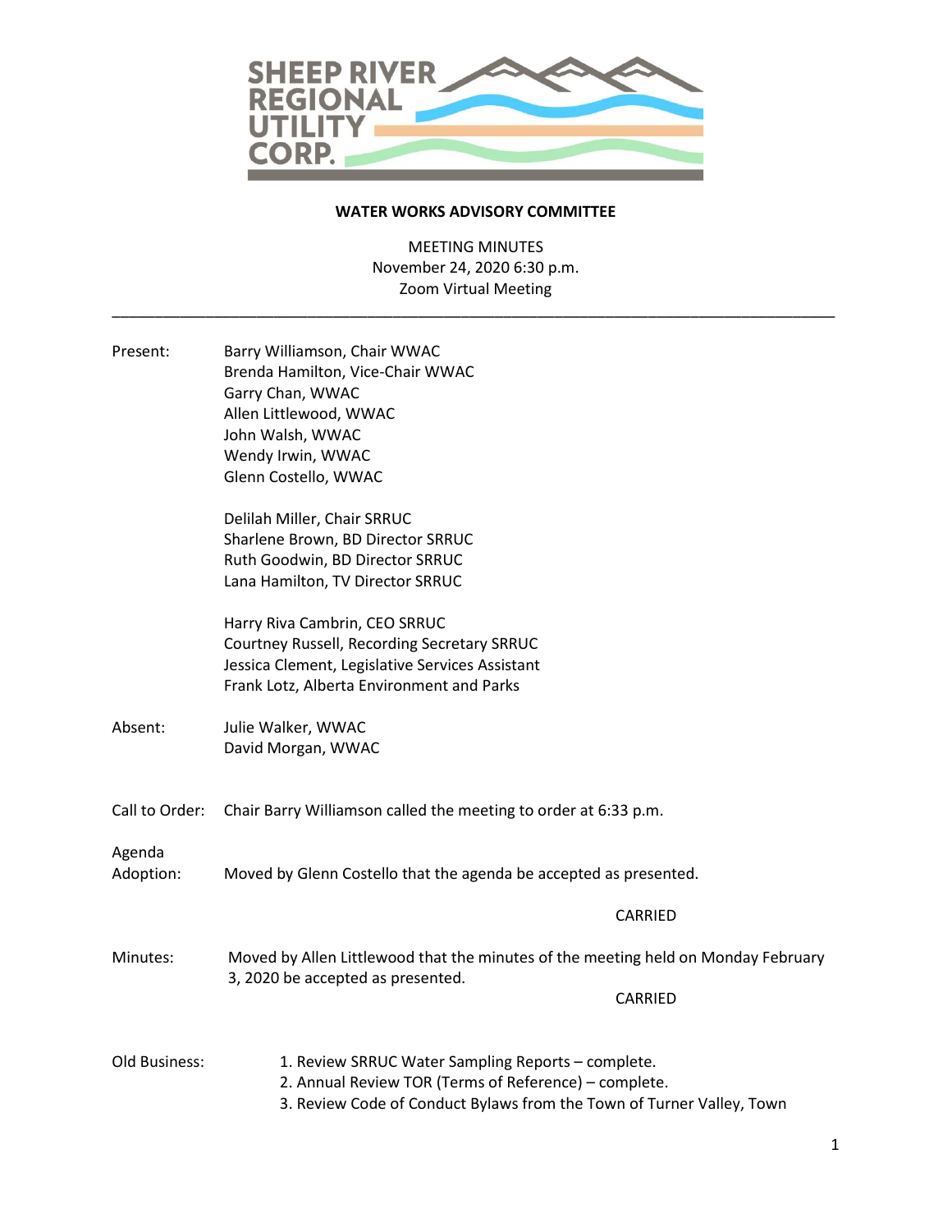SHEEP RIVER REGIONAL UTILITY CORP.

**WATER WORKS ADVISORY COMMITTEE**

MEETING MINUTES
November 24, 2020 6:30 p.m.
Zoom Virtual Meeting

---

Present:

Barry Williamson, Chair WWAC
Brenda Hamilton, Vice-Chair WWAC
Garry Chan, WWAC
Allen Littlewood, WWAC
John Walsh, WWAC
Wendy Irwin, WWAC
Glenn Costello, WWAC

Delilah Miller, Chair SRRUC
Sharlene Brown, BD Director SRRUC
Ruth Goodwin, BD Director SRRUC
Lana Hamilton, TV Director SRRUC

Harry Riva Cambrin, CEO SRRUC
Courtney Russell, Recording Secretary SRRUC
Jessica Clement, Legislative Services Assistant
Frank Lotz, Alberta Environment and Parks

Absent:

Julie Walker, WWAC
David Morgan, WWAC

Call to Order: Chair Barry Williamson called the meeting to order at 6:33 p.m.

Agenda Adoption: Moved by Glenn Costello that the agenda be accepted as presented.

CARRIED

Minutes: Moved by Allen Littlewood that the minutes of the meeting held on Monday February 3, 2020 be accepted as presented.

CARRIED

Old Business:

1. Review SRRUC Water Sampling Reports – complete.
2. Annual Review TOR (Terms of Reference) – complete.
3. Review Code of Conduct Bylaws from the Town of Turner Valley, Town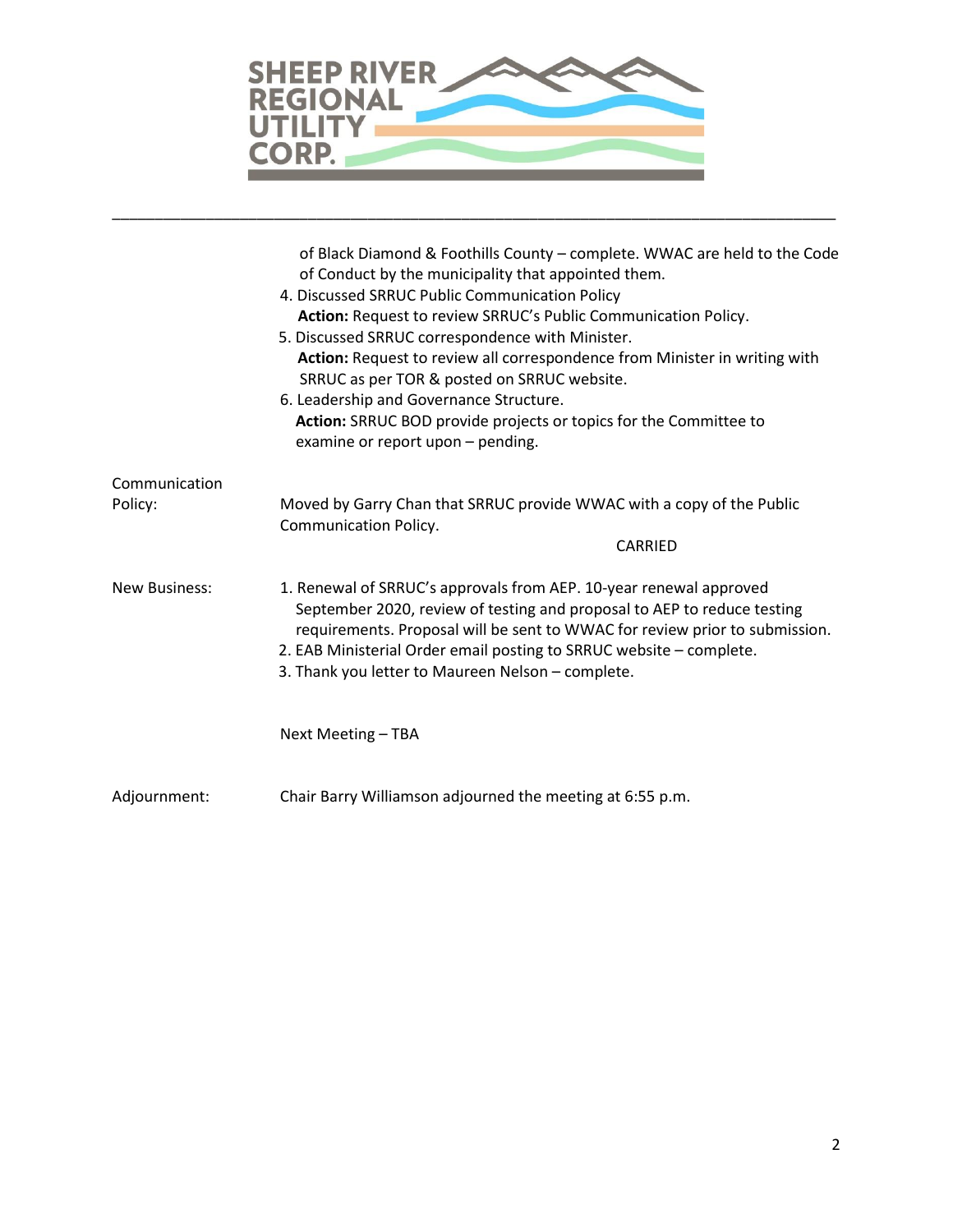of Black Diamond & Foothills County – complete. WWAC are held to the Code of Conduct by the municipality that appointed them.

4. Discussed SRRUC Public Communication Policy
   **Action:** Request to review SRRUC's Public Communication Policy.
5. Discussed SRRUC correspondence with Minister.
   **Action:** Request to review all correspondence from Minister in writing with SRRUC as per TOR & posted on SRRUC website.
6. Leadership and Governance Structure.
   **Action:** SRRUC BOD provide projects or topics for the Committee to examine or report upon – pending.

Communication Policy:

Moved by Garry Chan that SRRUC provide WWAC with a copy of the Public Communication Policy.

CARRIED

New Business:

1. Renewal of SRRUC's approvals from AEP. 10-year renewal approved September 2020, review of testing and proposal to AEP to reduce testing requirements. Proposal will be sent to WWAC for review prior to submission.
2. EAB Ministerial Order email posting to SRRUC website – complete.
3. Thank you letter to Maureen Nelson – complete.

Next Meeting – TBA

Adjournment: Chair Barry Williamson adjourned the meeting at 6:55 p.m.